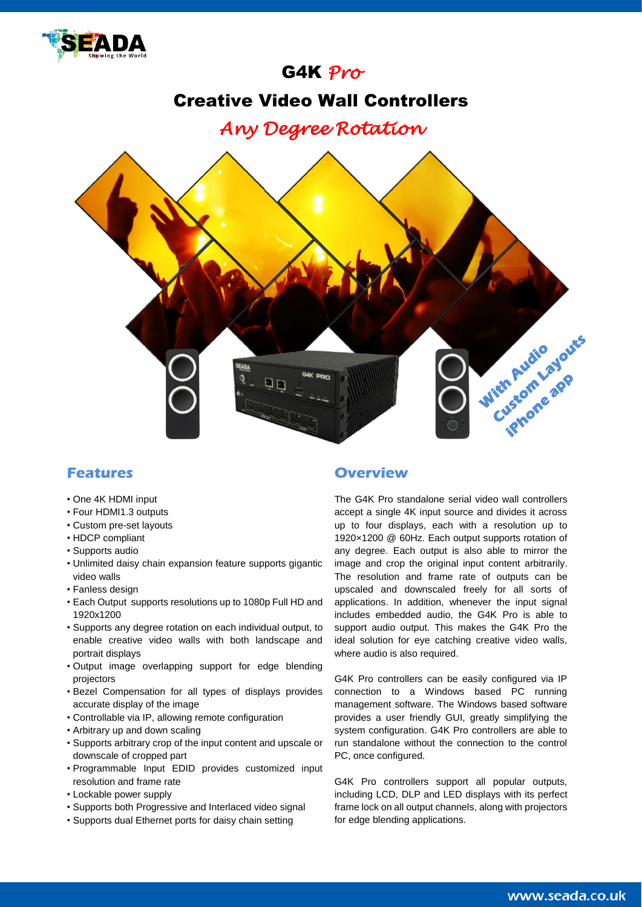# G4K *Pro*

## Creative Video Wall Controllers

### *Any Degree Rotation*

With Audio
Custom Layouts
iPhone app

## Features

- One 4K HDMI input
- Four HDMI1.3 outputs
- Custom pre-set layouts
- HDCP compliant
- Supports audio
- Unlimited daisy chain expansion feature supports gigantic video walls
- Fanless design
- Each Output supports resolutions up to 1080p Full HD and 1920x1200
- Supports any degree rotation on each individual output, to enable creative video walls with both landscape and portrait displays
- Output image overlapping support for edge blending projectors
- Bezel Compensation for all types of displays provides accurate display of the image
- Controllable via IP, allowing remote configuration
- Arbitrary up and down scaling
- Supports arbitrary crop of the input content and upscale or downscale of cropped part
- Programmable Input EDID provides customized input resolution and frame rate
- Lockable power supply
- Supports both Progressive and Interlaced video signal
- Supports dual Ethernet ports for daisy chain setting

## Overview

The G4K Pro standalone serial video wall controllers accept a single 4K input source and divides it across up to four displays, each with a resolution up to 1920×1200 @ 60Hz. Each output supports rotation of any degree. Each output is also able to mirror the image and crop the original input content arbitrarily. The resolution and frame rate of outputs can be upscaled and downscaled freely for all sorts of applications. In addition, whenever the input signal includes embedded audio, the G4K Pro is able to support audio output. This makes the G4K Pro the ideal solution for eye catching creative video walls, where audio is also required.

G4K Pro controllers can be easily configured via IP connection to a Windows based PC running management software. The Windows based software provides a user friendly GUI, greatly simplifying the system configuration. G4K Pro controllers are able to run standalone without the connection to the control PC, once configured.

G4K Pro controllers support all popular outputs, including LCD, DLP and LED displays with its perfect frame lock on all output channels, along with projectors for edge blending applications.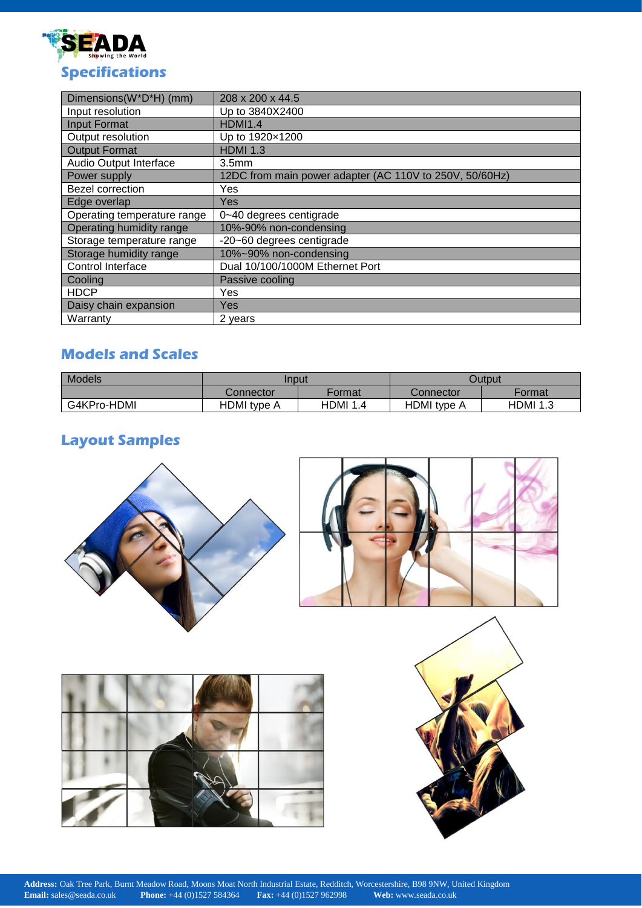## Specifications

| | |
|---|---|
| Dimensions(W*D*H) (mm) | 208 x 200 x 44.5 |
| Input resolution | Up to 3840X2400 |
| Input Format | HDMI1.4 |
| Output resolution | Up to 1920×1200 |
| Output Format | HDMI 1.3 |
| Audio Output Interface | 3.5mm |
| Power supply | 12DC from main power adapter (AC 110V to 250V, 50/60Hz) |
| Bezel correction | Yes |
| Edge overlap | Yes |
| Operating temperature range | 0~40 degrees centigrade |
| Operating humidity range | 10%-90% non-condensing |
| Storage temperature range | -20~60 degrees centigrade |
| Storage humidity range | 10%~90% non-condensing |
| Control Interface | Dual 10/100/1000M Ethernet Port |
| Cooling | Passive cooling |
| HDCP | Yes |
| Daisy chain expansion | Yes |
| Warranty | 2 years |

## Models and Scales

| Models | Input | | Output | |
|---|---|---|---|---|
| | Connector | Format | Connector | Format |
| G4KPro-HDMI | HDMI type A | HDMI 1.4 | HDMI type A | HDMI 1.3 |

## Layout Samples